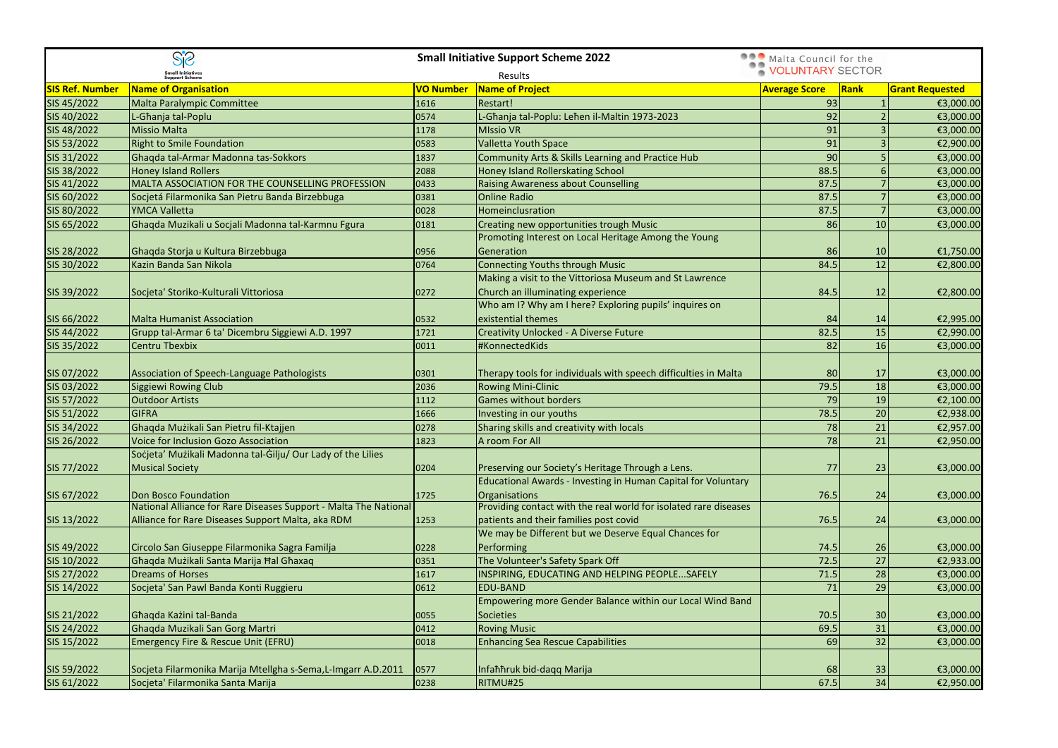# Small Initiative Support Scheme 2022

Results

Malta Council for the VOLUNTARY SECTOR

| SIS Ref. Number | Name of Organisation | VO Number | Name of Project | Average Score | Rank | Grant Requested |
|---|---|---|---|---|---|---|
| SIS 45/2022 | Malta Paralympic Committee | 1616 | Restart! | 93 | 1 | €3,000.00 |
| SIS 40/2022 | L-Għanja tal-Poplu | 0574 | L-Għanja tal-Poplu: Leħen il-Maltin 1973-2023 | 92 | 2 | €3,000.00 |
| SIS 48/2022 | Missio Malta | 1178 | MIssio VR | 91 | 3 | €3,000.00 |
| SIS 53/2022 | Right to Smile Foundation | 0583 | Valletta Youth Space | 91 | 3 | €2,900.00 |
| SIS 31/2022 | Ghaqda tal-Armar Madonna tas-Sokkors | 1837 | Community Arts & Skills Learning and Practice Hub | 90 | 5 | €3,000.00 |
| SIS 38/2022 | Honey Island Rollers | 2088 | Honey Island Rollerskating School | 88.5 | 6 | €3,000.00 |
| SIS 41/2022 | MALTA ASSOCIATION FOR THE COUNSELLING PROFESSION | 0433 | Raising Awareness about Counselling | 87.5 | 7 | €3,000.00 |
| SIS 60/2022 | Socjetá Filarmonika San Pietru Banda Birzebbuga | 0381 | Online Radio | 87.5 | 7 | €3,000.00 |
| SIS 80/2022 | YMCA Valletta | 0028 | Homeinclusration | 87.5 | 7 | €3,000.00 |
| SIS 65/2022 | Ghaqda Muzikali u Socjali Madonna tal-Karmnu Fgura | 0181 | Creating new opportunities trough Music | 86 | 10 | €3,000.00 |
| SIS 28/2022 | Ghaqda Storja u Kultura Birzebbuga | 0956 | Promoting Interest on Local Heritage Among the Young Generation | 86 | 10 | €1,750.00 |
| SIS 30/2022 | Kazin Banda San Nikola | 0764 | Connecting Youths through Music | 84.5 | 12 | €2,800.00 |
| SIS 39/2022 | Socjeta' Storiko-Kulturali Vittoriosa | 0272 | Making a visit to the Vittoriosa Museum and St Lawrence Church an illuminating experience | 84.5 | 12 | €2,800.00 |
| SIS 66/2022 | Malta Humanist Association | 0532 | Who am I? Why am I here? Exploring pupils' inquires on existential themes | 84 | 14 | €2,995.00 |
| SIS 44/2022 | Grupp tal-Armar 6 ta' Dicembru Siggiewi A.D. 1997 | 1721 | Creativity Unlocked - A Diverse Future | 82.5 | 15 | €2,990.00 |
| SIS 35/2022 | Centru Tbexbix | 0011 | #KonnectedKids | 82 | 16 | €3,000.00 |
| SIS 07/2022 | Association of Speech-Language Pathologists | 0301 | Therapy tools for individuals with speech difficulties in Malta | 80 | 17 | €3,000.00 |
| SIS 03/2022 | Siggiewi Rowing Club | 2036 | Rowing Mini-Clinic | 79.5 | 18 | €3,000.00 |
| SIS 57/2022 | Outdoor Artists | 1112 | Games without borders | 79 | 19 | €2,100.00 |
| SIS 51/2022 | GIFRA | 1666 | Investing in our youths | 78.5 | 20 | €2,938.00 |
| SIS 34/2022 | Ghaqda Mużikali San Pietru fil-Ktajjen | 0278 | Sharing skills and creativity with locals | 78 | 21 | €2,957.00 |
| SIS 26/2022 | Voice for Inclusion Gozo Association | 1823 | A room For All | 78 | 21 | €2,950.00 |
| SIS 77/2022 | Soċjeta' Mużikali Madonna tal-Ġilju/ Our Lady of the Lilies Musical Society | 0204 | Preserving our Society's Heritage Through a Lens. | 77 | 23 | €3,000.00 |
| SIS 67/2022 | Don Bosco Foundation | 1725 | Educational Awards - Investing in Human Capital for Voluntary Organisations | 76.5 | 24 | €3,000.00 |
| SIS 13/2022 | National Alliance for Rare Diseases Support - Malta The National Alliance for Rare Diseases Support Malta, aka RDM | 1253 | Providing contact with the real world for isolated rare diseases patients and their families post covid | 76.5 | 24 | €3,000.00 |
| SIS 49/2022 | Circolo San Giuseppe Filarmonika Sagra Familja | 0228 | We may be Different but we Deserve Equal Chances for Performing | 74.5 | 26 | €3,000.00 |
| SIS 10/2022 | Għaqda Mużikali Santa Marija Ħal Għaxaq | 0351 | The Volunteer's Safety Spark Off | 72.5 | 27 | €2,933.00 |
| SIS 27/2022 | Dreams of Horses | 1617 | INSPIRING, EDUCATING AND HELPING PEOPLE...SAFELY | 71.5 | 28 | €3,000.00 |
| SIS 14/2022 | Socjeta' San Pawl Banda Konti Ruggieru | 0612 | EDU-BAND | 71 | 29 | €3,000.00 |
| SIS 21/2022 | Għaqda Każini tal-Banda | 0055 | Empowering more Gender Balance within our Local Wind Band Societies | 70.5 | 30 | €3,000.00 |
| SIS 24/2022 | Ghaqda Muzikali San Gorg Martri | 0412 | Roving Music | 69.5 | 31 | €3,000.00 |
| SIS 15/2022 | Emergency Fire & Rescue Unit (EFRU) | 0018 | Enhancing Sea Rescue Capabilities | 69 | 32 | €3,000.00 |
| SIS 59/2022 | Socjeta Filarmonika Marija Mtellgha s-Sema,L-Imgarr A.D.2011 | 0577 | Infaħħruk bid-daqq Marija | 68 | 33 | €3,000.00 |
| SIS 61/2022 | Socjeta' Filarmonika Santa Marija | 0238 | RITMU#25 | 67.5 | 34 | €2,950.00 |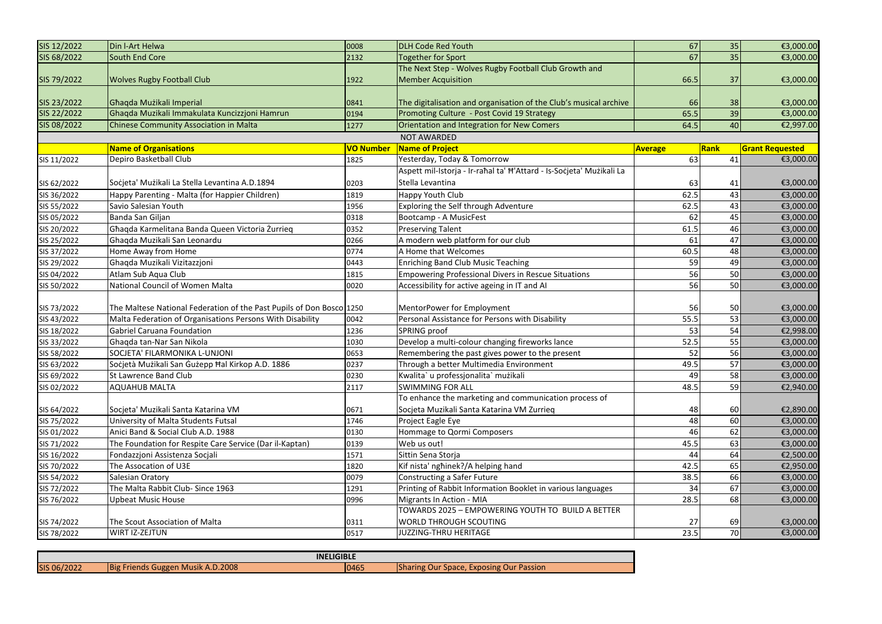| SIS 12/2022 | Din l-Art Helwa | 0008 | DLH Code Red Youth | 67 | 35 | €3,000.00 |
|---|---|---|---|---|---|---|
| SIS 68/2022 | South End Core | 2132 | Together for Sport | 67 | 35 | €3,000.00 |
| SIS 79/2022 | Wolves Rugby Football Club | 1922 | The Next Step - Wolves Rugby Football Club Growth and Member Acquisition | 66.5 | 37 | €3,000.00 |
| SIS 23/2022 | Għaqda Mużikali Imperial | 0841 | The digitalisation and organisation of the Club's musical archive | 66 | 38 | €3,000.00 |
| SIS 22/2022 | Ghaqda Muzikali Immakulata Kuncizzjoni Hamrun | 0194 | Promoting Culture - Post Covid 19 Strategy | 65.5 | 39 | €3,000.00 |
| SIS 08/2022 | Chinese Community Association in Malta | 1277 | Orientation and Integration for New Comers | 64.5 | 40 | €2,997.00 |
| | | | NOT AWARDED | | | |
| | **Name of Organisations** | **VO Number** | **Name of Project** | **Average** | **Rank** | **Grant Requested** |
| SIS 11/2022 | Depiro Basketball Club | 1825 | Yesterday, Today & Tomorrow | 63 | 41 | €3,000.00 |
| SIS 62/2022 | Soċjeta' Mużikali La Stella Levantina A.D.1894 | 0203 | Aspett mil-Istorja - Ir-raħal ta' Ħ'Attard - Is-Soċjeta' Mużikali La Stella Levantina | 63 | 41 | €3,000.00 |
| SIS 36/2022 | Happy Parenting - Malta (for Happier Children) | 1819 | Happy Youth Club | 62.5 | 43 | €3,000.00 |
| SIS 55/2022 | Savio Salesian Youth | 1956 | Exploring the Self through Adventure | 62.5 | 43 | €3,000.00 |
| SIS 05/2022 | Banda San Giljan | 0318 | Bootcamp - A MusicFest | 62 | 45 | €3,000.00 |
| SIS 20/2022 | Għaqda Karmelitana Banda Queen Victoria Żurrieq | 0352 | Preserving Talent | 61.5 | 46 | €3,000.00 |
| SIS 25/2022 | Ghaqda Muzikali San Leonardu | 0266 | A modern web platform for our club | 61 | 47 | €3,000.00 |
| SIS 37/2022 | Home Away from Home | 0774 | A Home that Welcomes | 60.5 | 48 | €3,000.00 |
| SIS 29/2022 | Ghaqda Muzikali Vizitazzjoni | 0443 | Enriching Band Club Music Teaching | 59 | 49 | €3,000.00 |
| SIS 04/2022 | Atlam Sub Aqua Club | 1815 | Empowering Professional Divers in Rescue Situations | 56 | 50 | €3,000.00 |
| SIS 50/2022 | National Council of Women Malta | 0020 | Accessibility for active ageing in IT and AI | 56 | 50 | €3,000.00 |
| SIS 73/2022 | The Maltese National Federation of the Past Pupils of Don Bosco | 1250 | MentorPower for Employment | 56 | 50 | €3,000.00 |
| SIS 43/2022 | Malta Federation of Organisations Persons With Disability | 0042 | Personal Assistance for Persons with Disability | 55.5 | 53 | €3,000.00 |
| SIS 18/2022 | Gabriel Caruana Foundation | 1236 | SPRING proof | 53 | 54 | €2,998.00 |
| SIS 33/2022 | Ghaqda tan-Nar San Nikola | 1030 | Develop a multi-colour changing fireworks lance | 52.5 | 55 | €3,000.00 |
| SIS 58/2022 | SOCJETA' FILARMONIKA L-UNJONI | 0653 | Remembering the past gives power to the present | 52 | 56 | €3,000.00 |
| SIS 63/2022 | Soċjetà Mużikali San Ġużepp Ħal Kirkop A.D. 1886 | 0237 | Through a better Multimedia Environment | 49.5 | 57 | €3,000.00 |
| SIS 69/2022 | St Lawrence Band Club | 0230 | Kwalita` u professjonalita` mużikali | 49 | 58 | €3,000.00 |
| SIS 02/2022 | AQUAHUB MALTA | 2117 | SWIMMING FOR ALL | 48.5 | 59 | €2,940.00 |
| SIS 64/2022 | Socjeta' Muzikali Santa Katarina VM | 0671 | To enhance the marketing and communication process of Socjeta Muzikali Santa Katarina VM Zurrieq | 48 | 60 | €2,890.00 |
| SIS 75/2022 | University of Malta Students Futsal | 1746 | Project Eagle Eye | 48 | 60 | €3,000.00 |
| SIS 01/2022 | Anici Band & Social Club A.D. 1988 | 0130 | Hommage to Qormi Composers | 46 | 62 | €3,000.00 |
| SIS 71/2022 | The Foundation for Respite Care Service (Dar il-Kaptan) | 0139 | Web us out! | 45.5 | 63 | €3,000.00 |
| SIS 16/2022 | Fondazzjoni Assistenza Socjali | 1571 | Sittin Sena Storja | 44 | 64 | €2,500.00 |
| SIS 70/2022 | The Assocation of U3E | 1820 | Kif nista' ngħinek?/A helping hand | 42.5 | 65 | €2,950.00 |
| SIS 54/2022 | Salesian Oratory | 0079 | Constructing a Safer Future | 38.5 | 66 | €3,000.00 |
| SIS 72/2022 | The Malta Rabbit Club- Since 1963 | 1291 | Printing of Rabbit Information Booklet in various languages | 34 | 67 | €3,000.00 |
| SIS 76/2022 | Upbeat Music House | 0996 | Migrants In Action - MIA | 28.5 | 68 | €3,000.00 |
| SIS 74/2022 | The Scout Association of Malta | 0311 | TOWARDS 2025 – EMPOWERING YOUTH TO BUILD A BETTER WORLD THROUGH SCOUTING | 27 | 69 | €3,000.00 |
| SIS 78/2022 | WIRT IZ-ZEJTUN | 0517 | JUZZING-THRU HERITAGE | 23.5 | 70 | €3,000.00 |

| | INELIGIBLE | | |
|---|---|---|---|
| SIS 06/2022 | Big Friends Guggen Musik A.D.2008 | 0465 | Sharing Our Space, Exposing Our Passion |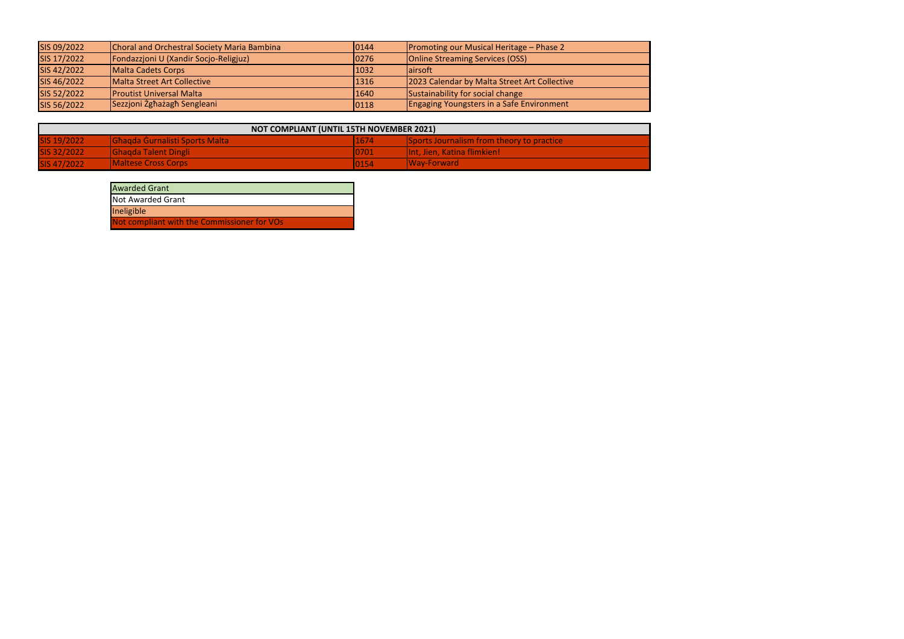| | | | |
|---|---|---|---|
| SIS 09/2022 | Choral and Orchestral Society Maria Bambina | 0144 | Promoting our Musical Heritage – Phase 2 |
| SIS 17/2022 | Fondazzjoni U (Xandir Socjo-Reliġjuż) | 0276 | Online Streaming Services (OSS) |
| SIS 42/2022 | Malta Cadets Corps | 1032 | airsoft |
| SIS 46/2022 | Malta Street Art Collective | 1316 | 2023 Calendar by Malta Street Art Collective |
| SIS 52/2022 | Proutist Universal Malta | 1640 | Sustainability for social change |
| SIS 56/2022 | Sezzjoni Żgħażagħ Sengleani | 0118 | Engaging Youngsters in a Safe Environment |

| NOT COMPLIANT (UNTIL 15TH NOVEMBER 2021) | | | |
|---|---|---|---|
| SIS 19/2022 | Għaqda Ġurnalisti Sports Malta | 1674 | Sports Journalism from theory to practice |
| SIS 32/2022 | Ghaqda Talent Dingli | 0701 | Int, Jien, Katina flimkien! |
| SIS 47/2022 | Maltese Cross Corps | 0154 | Way-Forward |

| |
|---|
| Awarded Grant |
| Not Awarded Grant |
| Ineligible |
| Not compliant with the Commissioner for VOs |